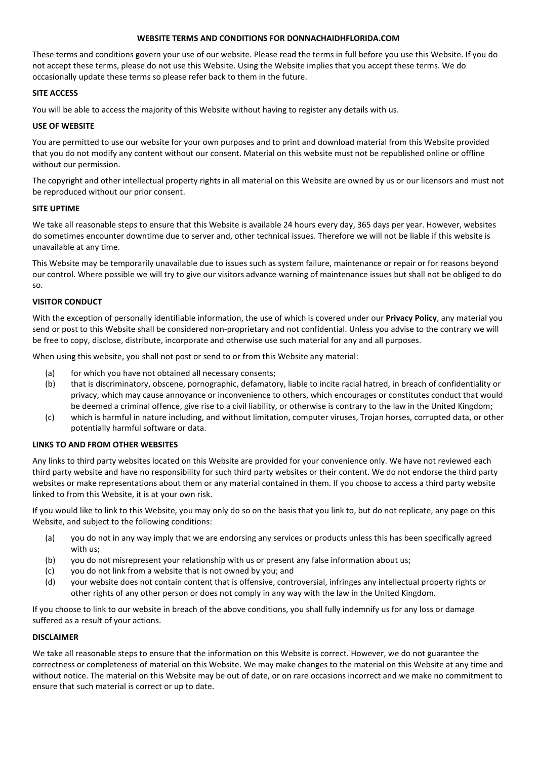# WEBSITE TERMS AND CONDITIONS FOR DONNACHAIDHFLORIDA.COM

These terms and conditions govern your use of our website. Please read the terms in full before you use this Website. If you do not accept these terms, please do not use this Website. Using the Website implies that you accept these terms. We do occasionally update these terms so please refer back to them in the future.

## SITE ACCESS

You will be able to access the majority of this Website without having to register any details with us.

## USE OF WEBSITE

You are permitted to use our website for your own purposes and to print and download material from this Website provided that you do not modify any content without our consent. Material on this website must not be republished online or offline without our permission.

The copyright and other intellectual property rights in all material on this Website are owned by us or our licensors and must not be reproduced without our prior consent.

## SITE UPTIME

We take all reasonable steps to ensure that this Website is available 24 hours every day, 365 days per year. However, websites do sometimes encounter downtime due to server and, other technical issues. Therefore we will not be liable if this website is unavailable at any time.

This Website may be temporarily unavailable due to issues such as system failure, maintenance or repair or for reasons beyond our control. Where possible we will try to give our visitors advance warning of maintenance issues but shall not be obliged to do so.

## VISITOR CONDUCT

With the exception of personally identifiable information, the use of which is covered under our **Privacy Policy**, any material you send or post to this Website shall be considered non-proprietary and not confidential. Unless you advise to the contrary we will be free to copy, disclose, distribute, incorporate and otherwise use such material for any and all purposes.

When using this website, you shall not post or send to or from this Website any material:

(a) for which you have not obtained all necessary consents;

(b) that is discriminatory, obscene, pornographic, defamatory, liable to incite racial hatred, in breach of confidentiality or privacy, which may cause annoyance or inconvenience to others, which encourages or constitutes conduct that would be deemed a criminal offence, give rise to a civil liability, or otherwise is contrary to the law in the United Kingdom;

(c) which is harmful in nature including, and without limitation, computer viruses, Trojan horses, corrupted data, or other potentially harmful software or data.

## LINKS TO AND FROM OTHER WEBSITES

Any links to third party websites located on this Website are provided for your convenience only. We have not reviewed each third party website and have no responsibility for such third party websites or their content. We do not endorse the third party websites or make representations about them or any material contained in them. If you choose to access a third party website linked to from this Website, it is at your own risk.

If you would like to link to this Website, you may only do so on the basis that you link to, but do not replicate, any page on this Website, and subject to the following conditions:

(a) you do not in any way imply that we are endorsing any services or products unless this has been specifically agreed with us;

(b) you do not misrepresent your relationship with us or present any false information about us;

(c) you do not link from a website that is not owned by you; and

(d) your website does not contain content that is offensive, controversial, infringes any intellectual property rights or other rights of any other person or does not comply in any way with the law in the United Kingdom.

If you choose to link to our website in breach of the above conditions, you shall fully indemnify us for any loss or damage suffered as a result of your actions.

## DISCLAIMER

We take all reasonable steps to ensure that the information on this Website is correct. However, we do not guarantee the correctness or completeness of material on this Website. We may make changes to the material on this Website at any time and without notice. The material on this Website may be out of date, or on rare occasions incorrect and we make no commitment to ensure that such material is correct or up to date.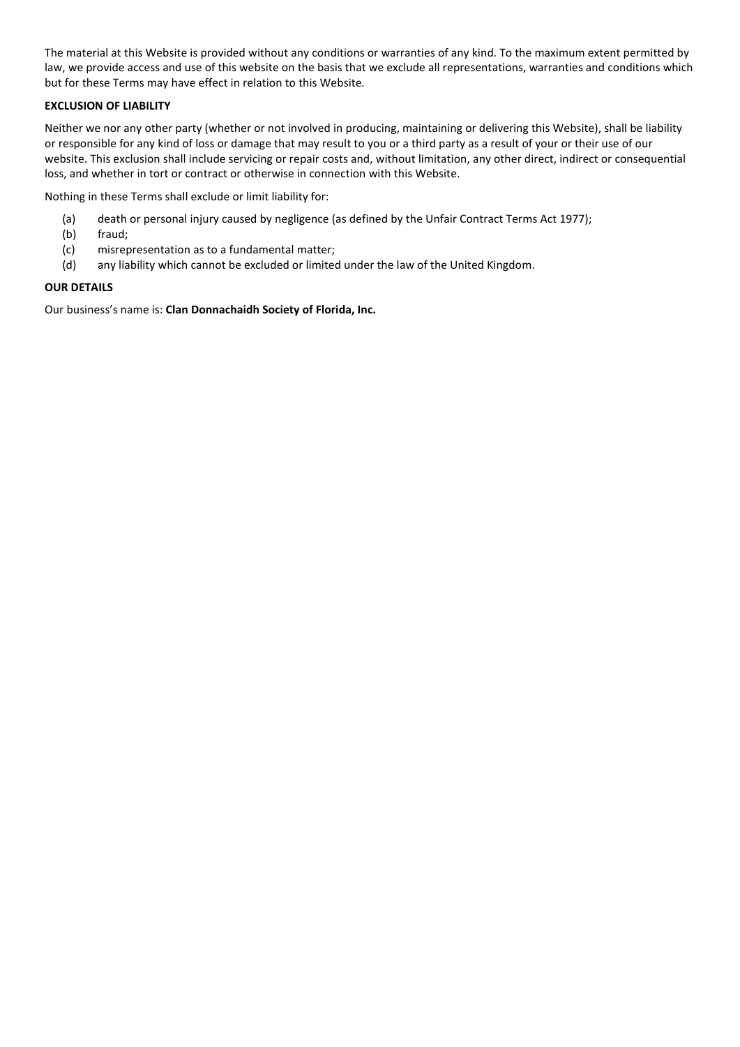The material at this Website is provided without any conditions or warranties of any kind. To the maximum extent permitted by law, we provide access and use of this website on the basis that we exclude all representations, warranties and conditions which but for these Terms may have effect in relation to this Website.

**EXCLUSION OF LIABILITY**

Neither we nor any other party (whether or not involved in producing, maintaining or delivering this Website), shall be liability or responsible for any kind of loss or damage that may result to you or a third party as a result of your or their use of our website. This exclusion shall include servicing or repair costs and, without limitation, any other direct, indirect or consequential loss, and whether in tort or contract or otherwise in connection with this Website.

Nothing in these Terms shall exclude or limit liability for:

(a) death or personal injury caused by negligence (as defined by the Unfair Contract Terms Act 1977);
(b) fraud;
(c) misrepresentation as to a fundamental matter;
(d) any liability which cannot be excluded or limited under the law of the United Kingdom.

**OUR DETAILS**

Our business's name is: **Clan Donnachaidh Society of Florida, Inc.**